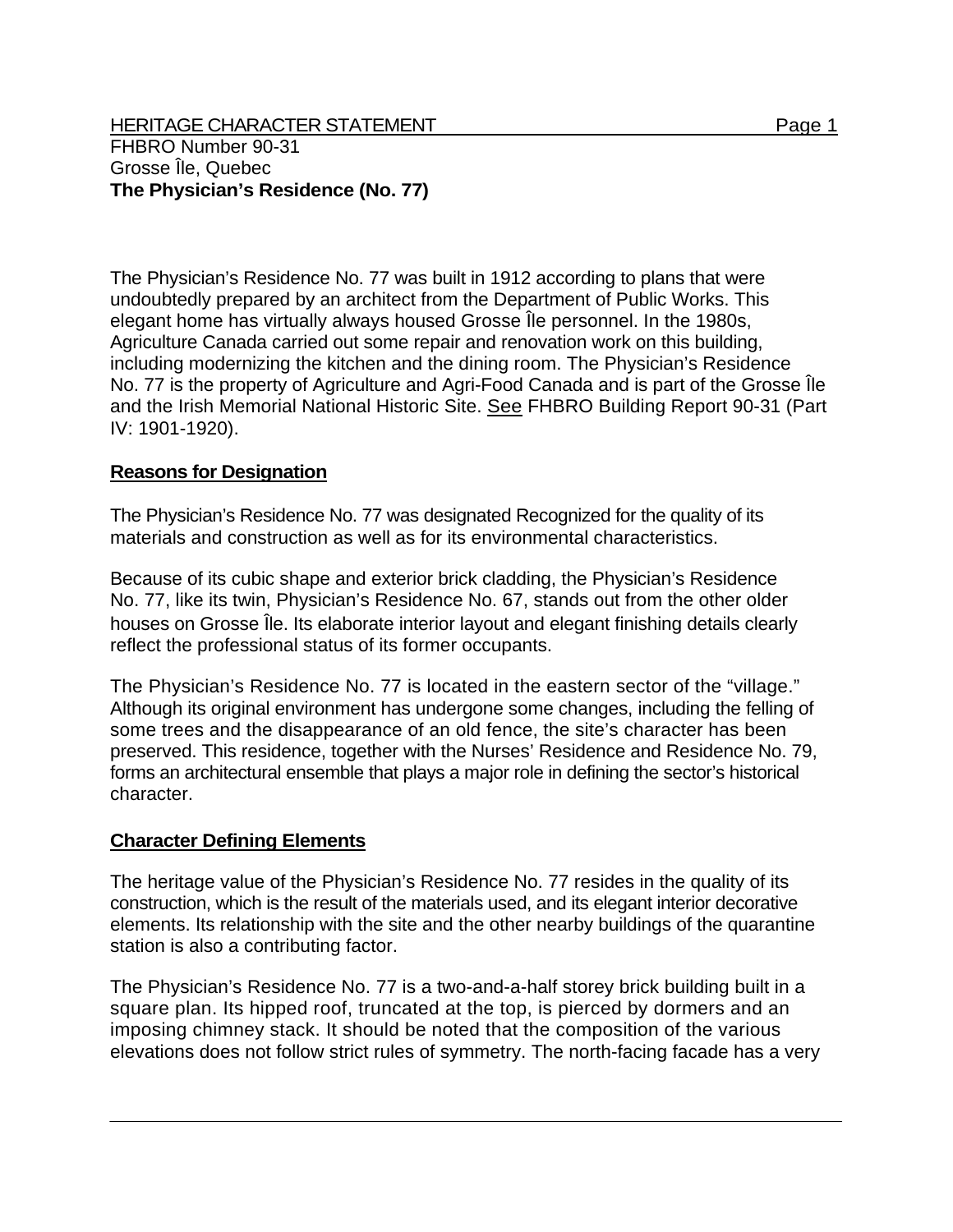HERITAGE CHARACTER STATEMENT

FHBRO Number 90-31
Grosse Île, Quebec
**The Physician's Residence (No. 77)**

The Physician's Residence No. 77 was built in 1912 according to plans that were undoubtedly prepared by an architect from the Department of Public Works. This elegant home has virtually always housed Grosse Île personnel. In the 1980s, Agriculture Canada carried out some repair and renovation work on this building, including modernizing the kitchen and the dining room. The Physician's Residence No. 77 is the property of Agriculture and Agri-Food Canada and is part of the Grosse Île and the Irish Memorial National Historic Site. See FHBRO Building Report 90-31 (Part IV: 1901-1920).

## Reasons for Designation

The Physician's Residence No. 77 was designated Recognized for the quality of its materials and construction as well as for its environmental characteristics.

Because of its cubic shape and exterior brick cladding, the Physician's Residence No. 77, like its twin, Physician's Residence No. 67, stands out from the other older houses on Grosse Île. Its elaborate interior layout and elegant finishing details clearly reflect the professional status of its former occupants.

The Physician's Residence No. 77 is located in the eastern sector of the "village." Although its original environment has undergone some changes, including the felling of some trees and the disappearance of an old fence, the site's character has been preserved. This residence, together with the Nurses' Residence and Residence No. 79, forms an architectural ensemble that plays a major role in defining the sector's historical character.

## Character Defining Elements

The heritage value of the Physician's Residence No. 77 resides in the quality of its construction, which is the result of the materials used, and its elegant interior decorative elements. Its relationship with the site and the other nearby buildings of the quarantine station is also a contributing factor.

The Physician's Residence No. 77 is a two-and-a-half storey brick building built in a square plan. Its hipped roof, truncated at the top, is pierced by dormers and an imposing chimney stack. It should be noted that the composition of the various elevations does not follow strict rules of symmetry. The north-facing facade has a very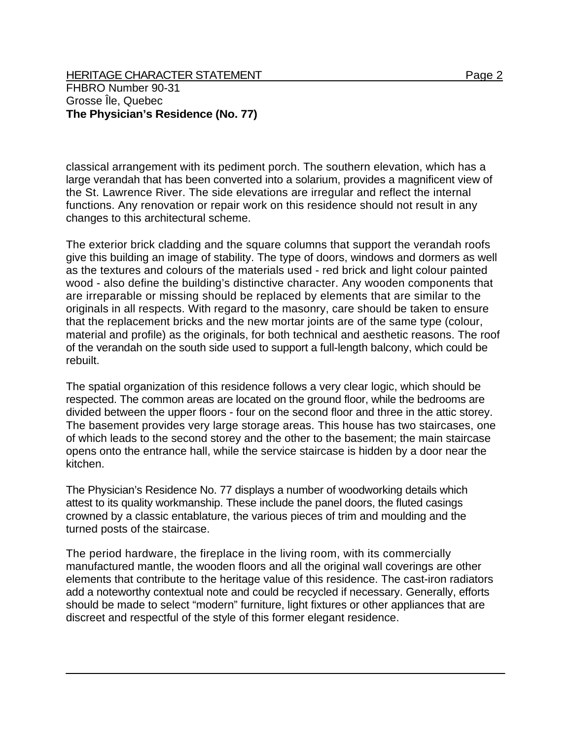classical arrangement with its pediment porch. The southern elevation, which has a large verandah that has been converted into a solarium, provides a magnificent view of the St. Lawrence River. The side elevations are irregular and reflect the internal functions. Any renovation or repair work on this residence should not result in any changes to this architectural scheme.

The exterior brick cladding and the square columns that support the verandah roofs give this building an image of stability. The type of doors, windows and dormers as well as the textures and colours of the materials used - red brick and light colour painted wood - also define the building's distinctive character. Any wooden components that are irreparable or missing should be replaced by elements that are similar to the originals in all respects. With regard to the masonry, care should be taken to ensure that the replacement bricks and the new mortar joints are of the same type (colour, material and profile) as the originals, for both technical and aesthetic reasons. The roof of the verandah on the south side used to support a full-length balcony, which could be rebuilt.

The spatial organization of this residence follows a very clear logic, which should be respected. The common areas are located on the ground floor, while the bedrooms are divided between the upper floors - four on the second floor and three in the attic storey. The basement provides very large storage areas. This house has two staircases, one of which leads to the second storey and the other to the basement; the main staircase opens onto the entrance hall, while the service staircase is hidden by a door near the kitchen.

The Physician's Residence No. 77 displays a number of woodworking details which attest to its quality workmanship. These include the panel doors, the fluted casings crowned by a classic entablature, the various pieces of trim and moulding and the turned posts of the staircase.

The period hardware, the fireplace in the living room, with its commercially manufactured mantle, the wooden floors and all the original wall coverings are other elements that contribute to the heritage value of this residence. The cast-iron radiators add a noteworthy contextual note and could be recycled if necessary. Generally, efforts should be made to select "modern" furniture, light fixtures or other appliances that are discreet and respectful of the style of this former elegant residence.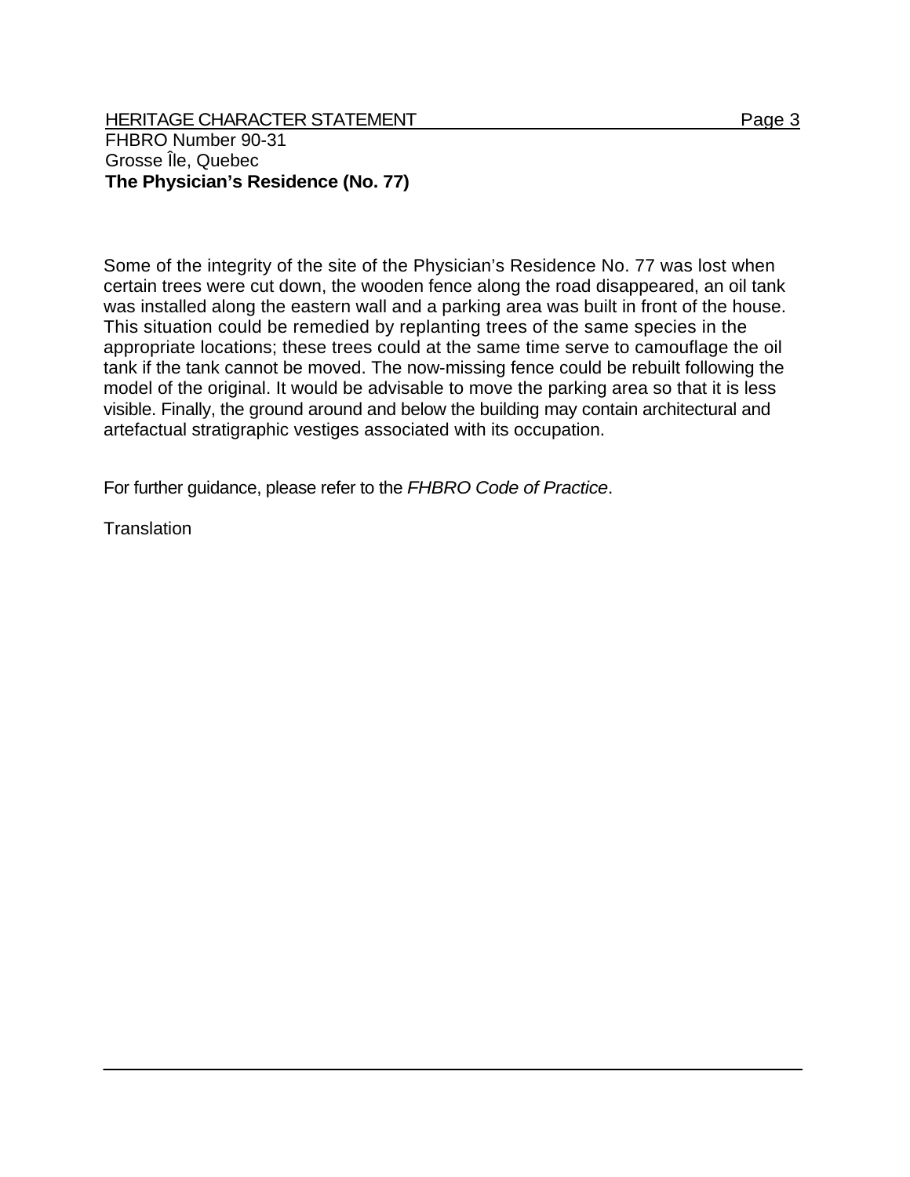Some of the integrity of the site of the Physician's Residence No. 77 was lost when certain trees were cut down, the wooden fence along the road disappeared, an oil tank was installed along the eastern wall and a parking area was built in front of the house. This situation could be remedied by replanting trees of the same species in the appropriate locations; these trees could at the same time serve to camouflage the oil tank if the tank cannot be moved. The now-missing fence could be rebuilt following the model of the original. It would be advisable to move the parking area so that it is less visible. Finally, the ground around and below the building may contain architectural and artefactual stratigraphic vestiges associated with its occupation.

For further guidance, please refer to the *FHBRO Code of Practice*.

Translation